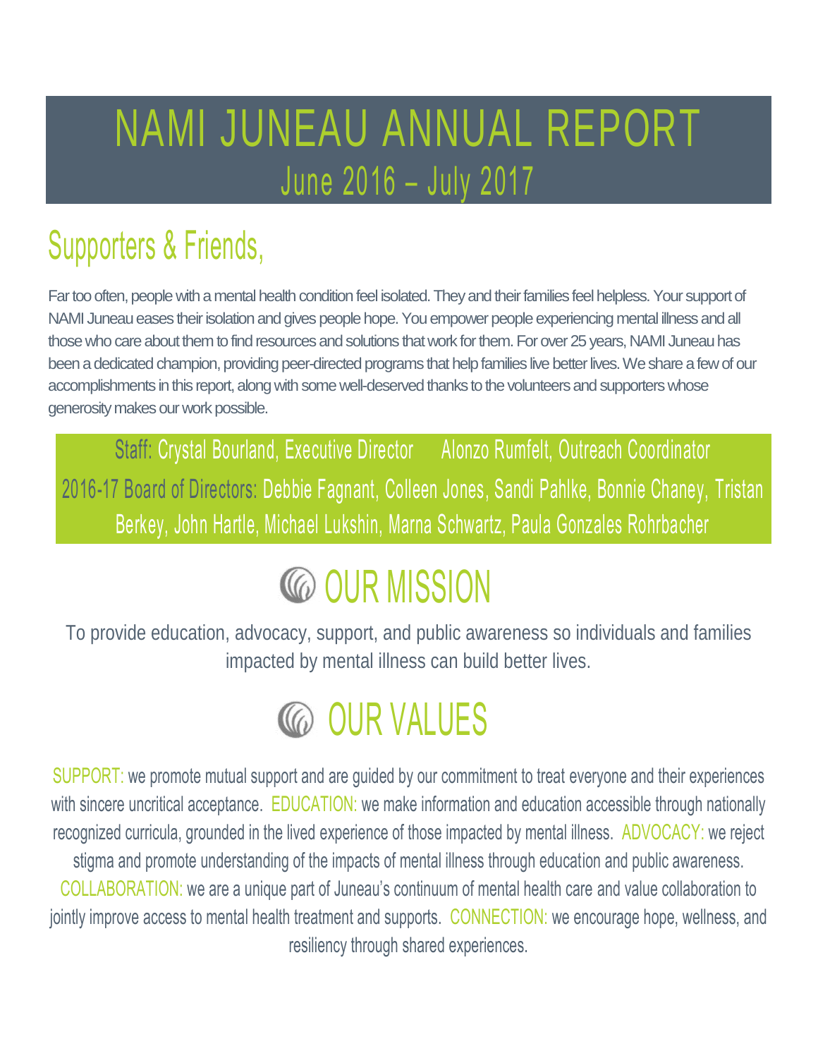# NAMI JUNEAU ANNUAL REPORT

## June 2016 – July 2017

## Supporters & Friends,

Far too often, people with a mental health condition feel isolated. They and their families feel helpless. Your support of NAMI Juneau eases their isolation and gives people hope. You empower people experiencing mental illness and all those who care about them to find resources and solutions that work for them. For over 25 years, NAMI Juneau has been a dedicated champion, providing peer-directed programs that help families live better lives. We share a few of our accomplishments in this report, along with some well-deserved thanks to the volunteers and supporters whose generosity makes our work possible.

Staff: Crystal Bourland, Executive Director     Alonzo Rumfelt, Outreach Coordinator

2016-17 Board of Directors: Debbie Fagnant, Colleen Jones, Sandi Pahlke, Bonnie Chaney, Tristan Berkey, John Hartle, Michael Lukshin, Marna Schwartz, Paula Gonzales Rohrbacher

## OUR MISSION

To provide education, advocacy, support, and public awareness so individuals and families impacted by mental illness can build better lives.

## OUR VALUES

SUPPORT: we promote mutual support and are guided by our commitment to treat everyone and their experiences with sincere uncritical acceptance. EDUCATION: we make information and education accessible through nationally recognized curricula, grounded in the lived experience of those impacted by mental illness. ADVOCACY: we reject stigma and promote understanding of the impacts of mental illness through education and public awareness. COLLABORATION: we are a unique part of Juneau's continuum of mental health care and value collaboration to jointly improve access to mental health treatment and supports. CONNECTION: we encourage hope, wellness, and resiliency through shared experiences.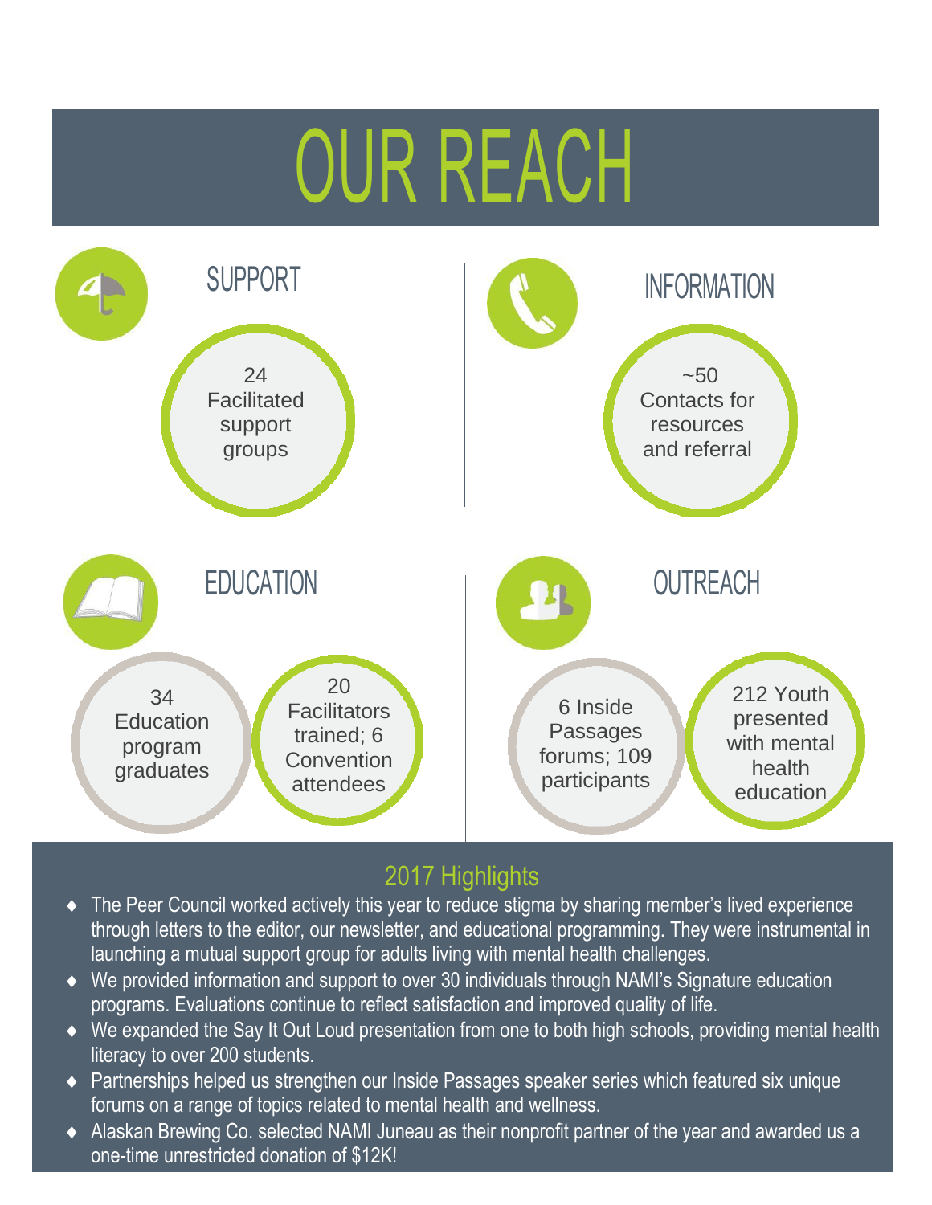# OUR REACH

## SUPPORT

24 Facilitated support groups

## INFORMATION

~50 Contacts for resources and referral

## EDUCATION

34 Education program graduates

20 Facilitators trained; 6 Convention attendees

## OUTREACH

6 Inside Passages forums; 109 participants

212 Youth presented with mental health education

## 2017 Highlights

- The Peer Council worked actively this year to reduce stigma by sharing member's lived experience through letters to the editor, our newsletter, and educational programming. They were instrumental in launching a mutual support group for adults living with mental health challenges.
- We provided information and support to over 30 individuals through NAMI's Signature education programs. Evaluations continue to reflect satisfaction and improved quality of life.
- We expanded the Say It Out Loud presentation from one to both high schools, providing mental health literacy to over 200 students.
- Partnerships helped us strengthen our Inside Passages speaker series which featured six unique forums on a range of topics related to mental health and wellness.
- Alaskan Brewing Co. selected NAMI Juneau as their nonprofit partner of the year and awarded us a one-time unrestricted donation of $12K!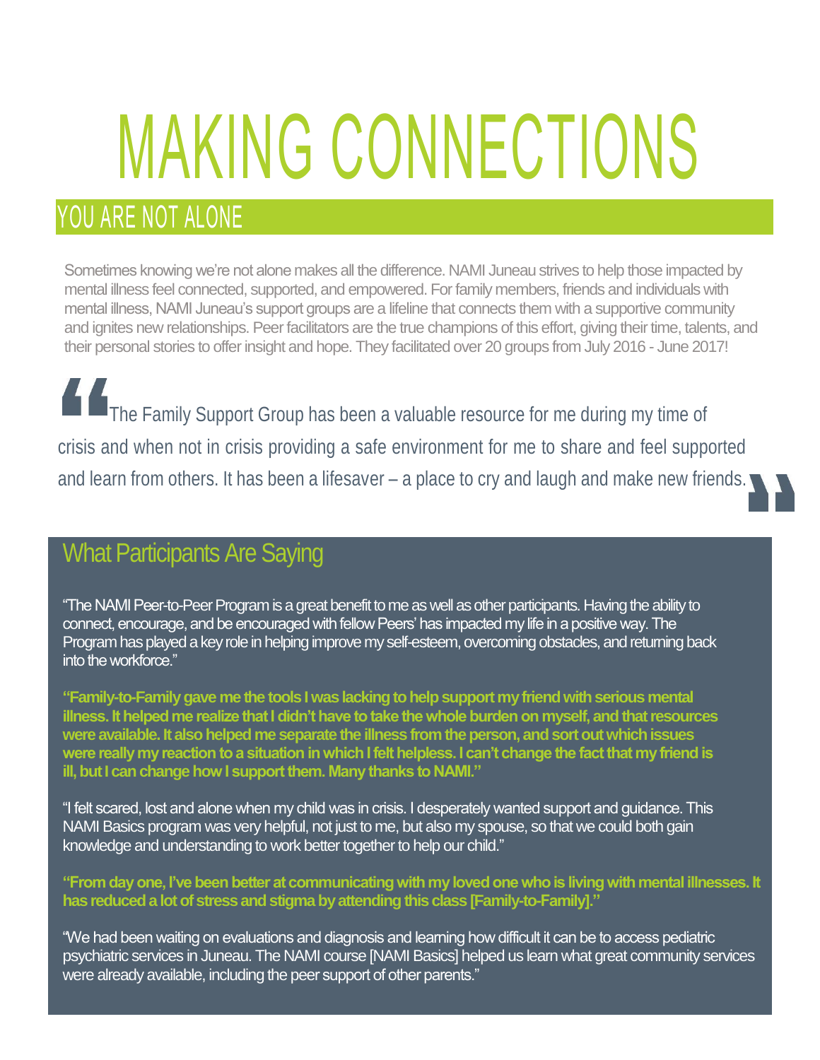# MAKING CONNECTIONS

## YOU ARE NOT ALONE

Sometimes knowing we're not alone makes all the difference. NAMI Juneau strives to help those impacted by mental illness feel connected, supported, and empowered. For family members, friends and individuals with mental illness, NAMI Juneau's support groups are a lifeline that connects them with a supportive community and ignites new relationships. Peer facilitators are the true champions of this effort, giving their time, talents, and their personal stories to offer insight and hope. They facilitated over 20 groups from July 2016 - June 2017!

> "The Family Support Group has been a valuable resource for me during my time of crisis and when not in crisis providing a safe environment for me to share and feel supported and learn from others. It has been a lifesaver – a place to cry and laugh and make new friends."

## What Participants Are Saying

"The NAMI Peer-to-Peer Program is a great benefit to me as well as other participants. Having the ability to connect, encourage, and be encouraged with fellow Peers' has impacted my life in a positive way. The Program has played a key role in helping improve my self-esteem, overcoming obstacles, and returning back into the workforce."

**"Family-to-Family gave me the tools I was lacking to help support my friend with serious mental illness. It helped me realize that I didn't have to take the whole burden on myself, and that resources were available. It also helped me separate the illness from the person, and sort out which issues were really my reaction to a situation in which I felt helpless. I can't change the fact that my friend is ill, but I can change how I support them. Many thanks to NAMI."**

"I felt scared, lost and alone when my child was in crisis. I desperately wanted support and guidance. This NAMI Basics program was very helpful, not just to me, but also my spouse, so that we could both gain knowledge and understanding to work better together to help our child."

**"From day one, I've been better at communicating with my loved one who is living with mental illnesses. It has reduced a lot of stress and stigma by attending this class [Family-to-Family]."**

"We had been waiting on evaluations and diagnosis and learning how difficult it can be to access pediatric psychiatric services in Juneau. The NAMI course [NAMI Basics] helped us learn what great community services were already available, including the peer support of other parents."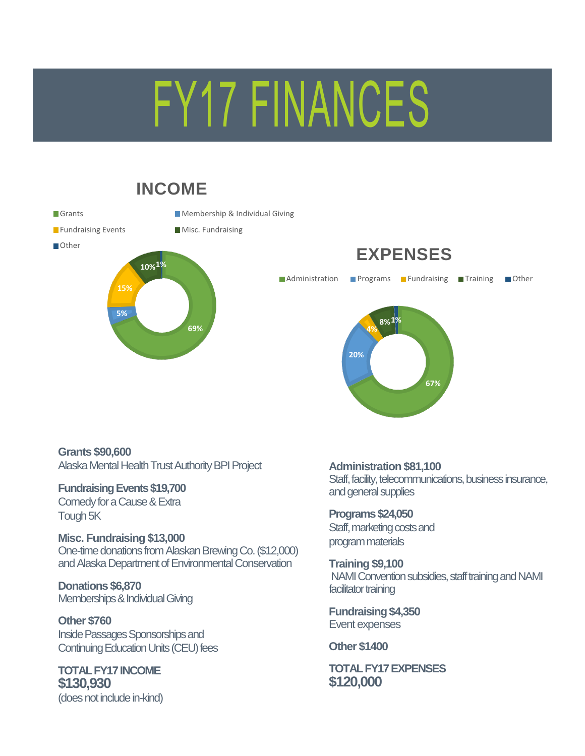# FY17 FINANCES

## INCOME

Grants | Membership & Individual Giving | Fundraising Events | Misc. Fundraising | Other

69% | 5% | 15% | 10% | 1%

**Grants $90,600**
Alaska Mental Health Trust Authority BPI Project

**Fundraising Events $19,700**
Comedy for a Cause & Extra Tough 5K

**Misc. Fundraising $13,000**
One-time donations from Alaskan Brewing Co. ($12,000) and Alaska Department of Environmental Conservation

**Donations $6,870**
Memberships & Individual Giving

**Other $760**
Inside Passages Sponsorships and Continuing Education Units (CEU) fees

**TOTAL FY17 INCOME**
**$130,930**
(does not include in-kind)

## EXPENSES

Administration | Programs | Fundraising | Training | Other

67% | 20% | 4% | 8% | 1%

**Administration $81,100**
Staff, facility, telecommunications, business insurance, and general supplies

**Programs $24,050**
Staff, marketing costs and program materials

**Training $9,100**
NAMI Convention subsidies, staff training and NAMI facilitator training

**Fundraising $4,350**
Event expenses

**Other $1400**

**TOTAL FY17 EXPENSES**
**$120,000**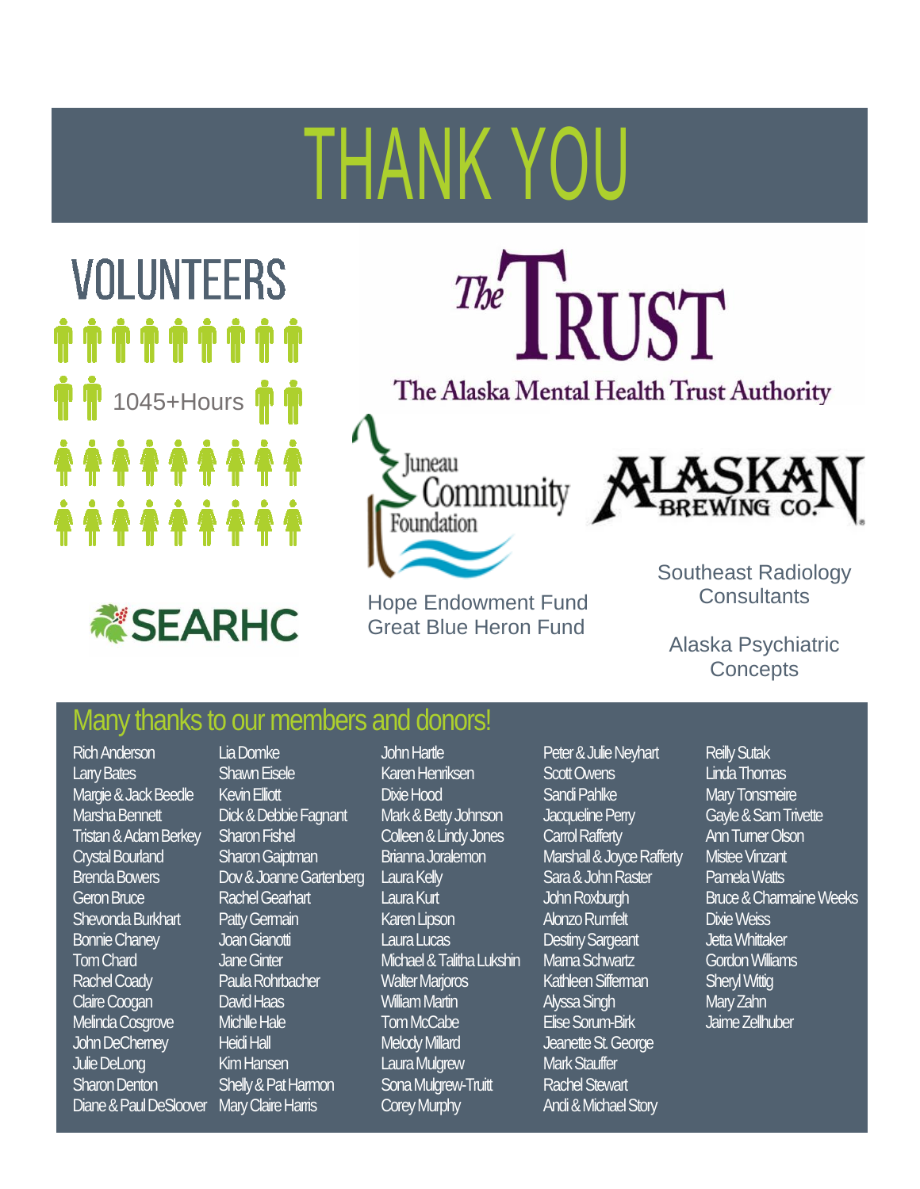# THANK YOU

## VOLUNTEERS

1045+Hours

SEARHC

The TRUST

The Alaska Mental Health Trust Authority

Juneau Community Foundation

Hope Endowment Fund
Great Blue Heron Fund

ALASKAN BREWING CO.

Southeast Radiology Consultants

Alaska Psychiatric Concepts

## Many thanks to our members and donors!

Rich Anderson
Larry Bates
Margie & Jack Beedle
Marsha Bennett
Tristan & Adam Berkey
Crystal Bourland
Brenda Bowers
Geron Bruce
Shevonda Burkhart
Bonnie Chaney
Tom Chard
Rachel Coady
Claire Coogan
Melinda Cosgrove
John DeChemey
Julie DeLong
Sharon Denton
Diane & Paul DeSloover
Lia Domke
Shawn Eisele
Kevin Elliott
Dick & Debbie Fagnant
Sharon Fishel
Sharon Gaiptman
Dov & Joanne Gartenberg
Rachel Gearhart
Patty Germain
Joan Gianotti
Jane Ginter
Paula Rohrbacher
David Haas
Michlle Hale
Heidi Hall
Kim Hansen
Shelly & Pat Harmon
Mary Claire Harris
John Hartle
Karen Henriksen
Dixie Hood
Mark & Betty Johnson
Colleen & Lindy Jones
Brianna Joralemon
Laura Kelly
Laura Kurt
Karen Lipson
Laura Lucas
Michael & Talitha Lukshin
Walter Marjoros
William Martin
Tom McCabe
Melody Millard
Laura Mulgrew
Sona Mulgrew-Truitt
Corey Murphy
Peter & Julie Neyhart
Scott Owens
Sandi Pahlke
Jacqueline Perry
Carrol Rafferty
Marshall & Joyce Rafferty
Sara & John Raster
John Roxburgh
Alonzo Rumfelt
Destiny Sargeant
Marna Schwartz
Kathleen Sifferman
Alyssa Singh
Elise Sorum-Birk
Jeanette St. George
Mark Stauffer
Rachel Stewart
Andi & Michael Story
Reilly Sutak
Linda Thomas
Mary Tonsmeire
Gayle & Sam Trivette
Ann Turner Olson
Mistee Vinzant
Pamela Watts
Bruce & Charmaine Weeks
Dixie Weiss
Jetta Whittaker
Gordon Williams
Sheryl Wittig
Mary Zahn
Jaime Zellhuber